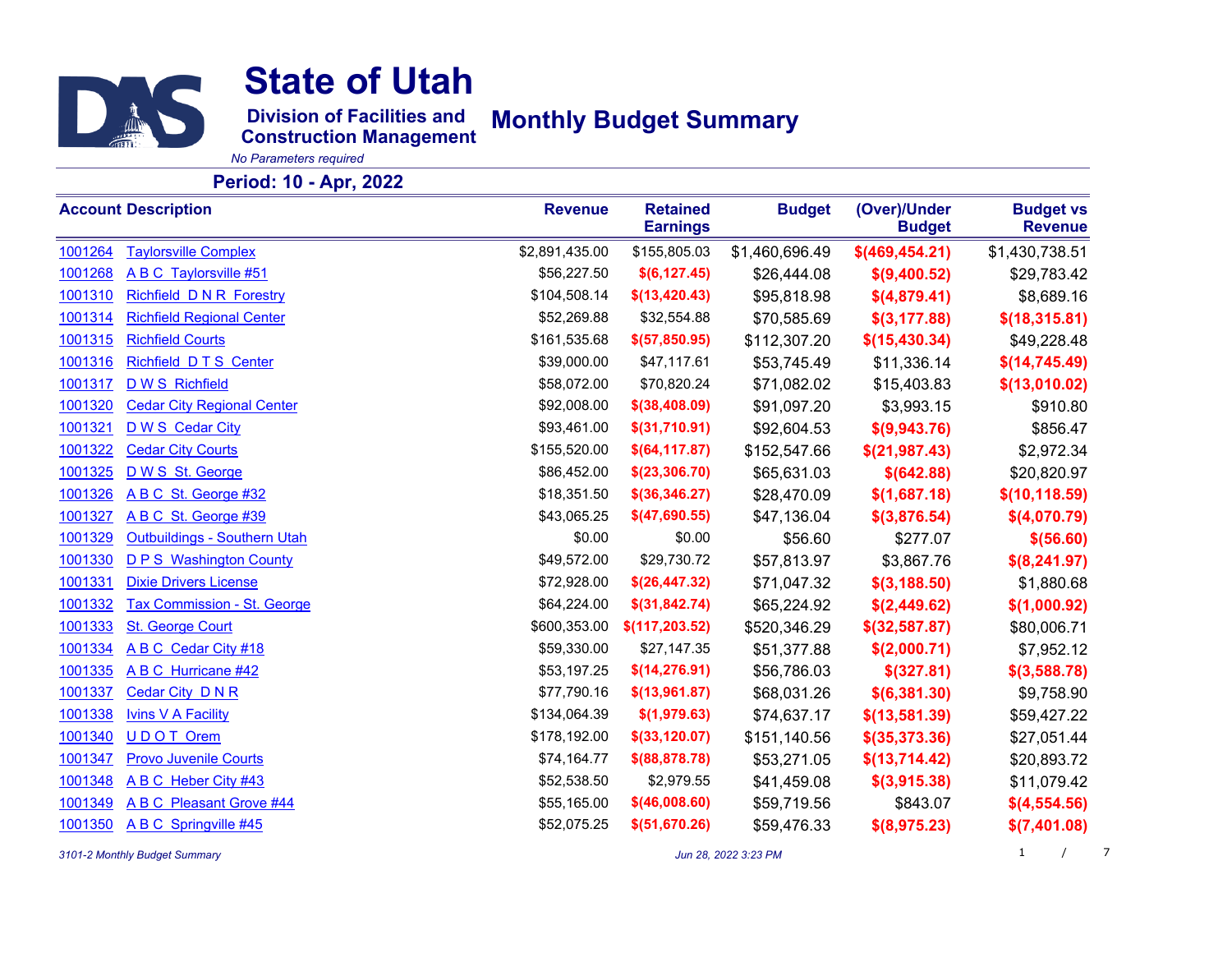# State of Utah

**Division of Facilities and Construction Management**

## Monthly Budget Summary

*No Parameters required*

**Period: 10 - Apr, 2022**

| Account | Description | Revenue | Retained Earnings | Budget | (Over)/Under Budget | Budget vs Revenue |
|---|---|---|---|---|---|---|
| 1001264 | Taylorsville Complex | $2,891,435.00 | $155,805.03 | $1,460,696.49 | $(469,454.21) | $1,430,738.51 |
| 1001268 | A B C Taylorsville #51 | $56,227.50 | $(6,127.45) | $26,444.08 | $(9,400.52) | $29,783.42 |
| 1001310 | Richfield D N R Forestry | $104,508.14 | $(13,420.43) | $95,818.98 | $(4,879.41) | $8,689.16 |
| 1001314 | Richfield Regional Center | $52,269.88 | $32,554.88 | $70,585.69 | $(3,177.88) | $(18,315.81) |
| 1001315 | Richfield Courts | $161,535.68 | $(57,850.95) | $112,307.20 | $(15,430.34) | $49,228.48 |
| 1001316 | Richfield D T S Center | $39,000.00 | $47,117.61 | $53,745.49 | $11,336.14 | $(14,745.49) |
| 1001317 | D W S Richfield | $58,072.00 | $70,820.24 | $71,082.02 | $15,403.83 | $(13,010.02) |
| 1001320 | Cedar City Regional Center | $92,008.00 | $(38,408.09) | $91,097.20 | $3,993.15 | $910.80 |
| 1001321 | D W S Cedar City | $93,461.00 | $(31,710.91) | $92,604.53 | $(9,943.76) | $856.47 |
| 1001322 | Cedar City Courts | $155,520.00 | $(64,117.87) | $152,547.66 | $(21,987.43) | $2,972.34 |
| 1001325 | D W S St. George | $86,452.00 | $(23,306.70) | $65,631.03 | $(642.88) | $20,820.97 |
| 1001326 | A B C St. George #32 | $18,351.50 | $(36,346.27) | $28,470.09 | $(1,687.18) | $(10,118.59) |
| 1001327 | A B C St. George #39 | $43,065.25 | $(47,690.55) | $47,136.04 | $(3,876.54) | $(4,070.79) |
| 1001329 | Outbuildings - Southern Utah | $0.00 | $0.00 | $56.60 | $277.07 | $(56.60) |
| 1001330 | D P S Washington County | $49,572.00 | $29,730.72 | $57,813.97 | $3,867.76 | $(8,241.97) |
| 1001331 | Dixie Drivers License | $72,928.00 | $(26,447.32) | $71,047.32 | $(3,188.50) | $1,880.68 |
| 1001332 | Tax Commission - St. George | $64,224.00 | $(31,842.74) | $65,224.92 | $(2,449.62) | $(1,000.92) |
| 1001333 | St. George Court | $600,353.00 | $(117,203.52) | $520,346.29 | $(32,587.87) | $80,006.71 |
| 1001334 | A B C Cedar City #18 | $59,330.00 | $27,147.35 | $51,377.88 | $(2,000.71) | $7,952.12 |
| 1001335 | A B C Hurricane #42 | $53,197.25 | $(14,276.91) | $56,786.03 | $(327.81) | $(3,588.78) |
| 1001337 | Cedar City D N R | $77,790.16 | $(13,961.87) | $68,031.26 | $(6,381.30) | $9,758.90 |
| 1001338 | Ivins V A Facility | $134,064.39 | $(1,979.63) | $74,637.17 | $(13,581.39) | $59,427.22 |
| 1001340 | U D O T Orem | $178,192.00 | $(33,120.07) | $151,140.56 | $(35,373.36) | $27,051.44 |
| 1001347 | Provo Juvenile Courts | $74,164.77 | $(88,878.78) | $53,271.05 | $(13,714.42) | $20,893.72 |
| 1001348 | A B C Heber City #43 | $52,538.50 | $2,979.55 | $41,459.08 | $(3,915.38) | $11,079.42 |
| 1001349 | A B C Pleasant Grove #44 | $55,165.00 | $(46,008.60) | $59,719.56 | $843.07 | $(4,554.56) |
| 1001350 | A B C Springville #45 | $52,075.25 | $(51,670.26) | $59,476.33 | $(8,975.23) | $(7,401.08) |

*3101-2 Monthly Budget Summary*　　*Jun 28, 2022 3:23 PM*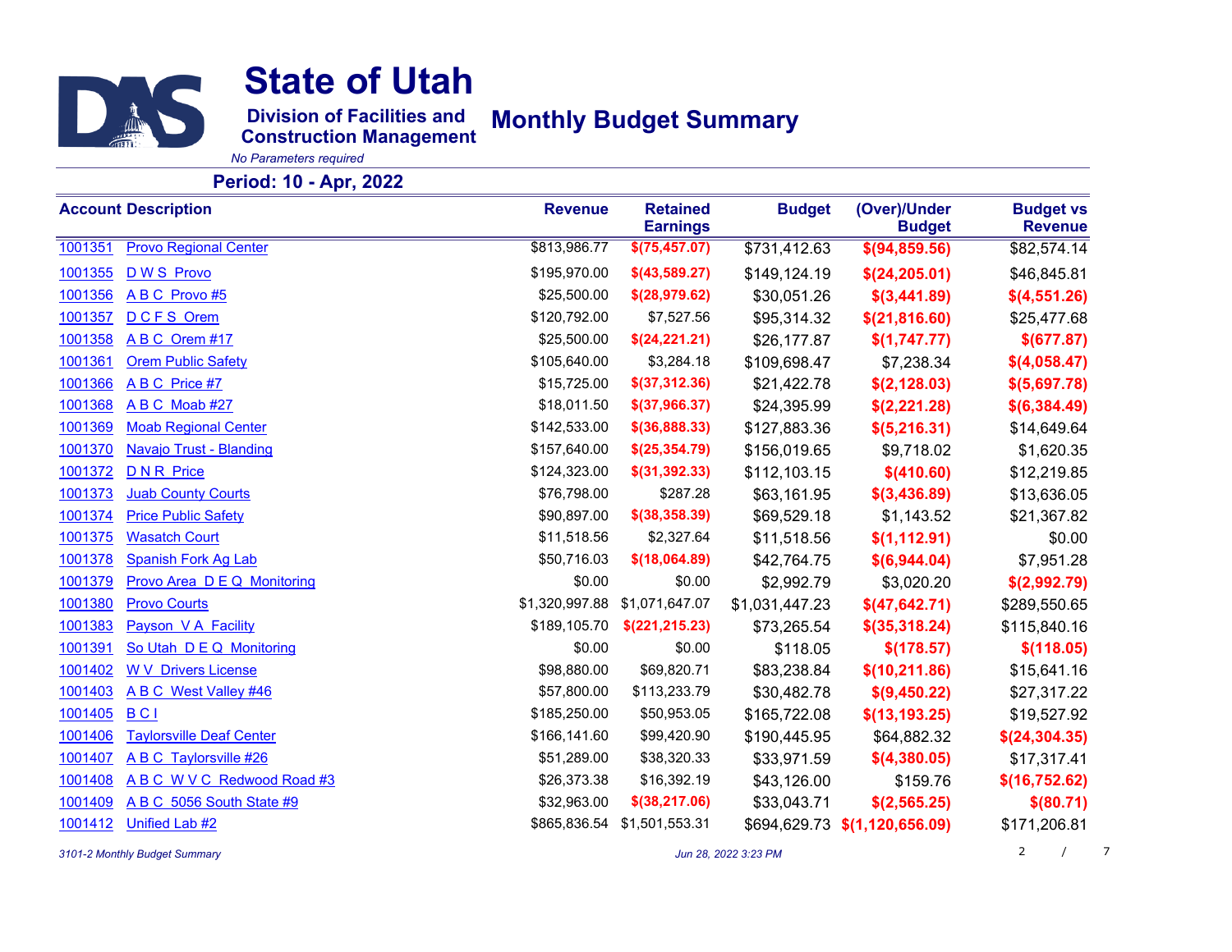# State of Utah

**Division of Facilities and Construction Management**

## Monthly Budget Summary

*No Parameters required*

**Period: 10 - Apr, 2022**

| Account | Description | Revenue | Retained Earnings | Budget | (Over)/Under Budget | Budget vs Revenue |
|---|---|---|---|---|---|---|
| 1001351 | Provo Regional Center | $813,986.77 | $(75,457.07) | $731,412.63 | $(94,859.56) | $82,574.14 |
| 1001355 | D W S Provo | $195,970.00 | $(43,589.27) | $149,124.19 | $(24,205.01) | $46,845.81 |
| 1001356 | A B C Provo #5 | $25,500.00 | $(28,979.62) | $30,051.26 | $(3,441.89) | $(4,551.26) |
| 1001357 | D C F S Orem | $120,792.00 | $7,527.56 | $95,314.32 | $(21,816.60) | $25,477.68 |
| 1001358 | A B C Orem #17 | $25,500.00 | $(24,221.21) | $26,177.87 | $(1,747.77) | $(677.87) |
| 1001361 | Orem Public Safety | $105,640.00 | $3,284.18 | $109,698.47 | $7,238.34 | $(4,058.47) |
| 1001366 | A B C Price #7 | $15,725.00 | $(37,312.36) | $21,422.78 | $(2,128.03) | $(5,697.78) |
| 1001368 | A B C Moab #27 | $18,011.50 | $(37,966.37) | $24,395.99 | $(2,221.28) | $(6,384.49) |
| 1001369 | Moab Regional Center | $142,533.00 | $(36,888.33) | $127,883.36 | $(5,216.31) | $14,649.64 |
| 1001370 | Navajo Trust - Blanding | $157,640.00 | $(25,354.79) | $156,019.65 | $9,718.02 | $1,620.35 |
| 1001372 | D N R Price | $124,323.00 | $(31,392.33) | $112,103.15 | $(410.60) | $12,219.85 |
| 1001373 | Juab County Courts | $76,798.00 | $287.28 | $63,161.95 | $(3,436.89) | $13,636.05 |
| 1001374 | Price Public Safety | $90,897.00 | $(38,358.39) | $69,529.18 | $1,143.52 | $21,367.82 |
| 1001375 | Wasatch Court | $11,518.56 | $2,327.64 | $11,518.56 | $(1,112.91) | $0.00 |
| 1001378 | Spanish Fork Ag Lab | $50,716.03 | $(18,064.89) | $42,764.75 | $(6,944.04) | $7,951.28 |
| 1001379 | Provo Area D E Q Monitoring | $0.00 | $0.00 | $2,992.79 | $3,020.20 | $(2,992.79) |
| 1001380 | Provo Courts | $1,320,997.88 | $1,071,647.07 | $1,031,447.23 | $(47,642.71) | $289,550.65 |
| 1001383 | Payson V A Facility | $189,105.70 | $(221,215.23) | $73,265.54 | $(35,318.24) | $115,840.16 |
| 1001391 | So Utah D E Q Monitoring | $0.00 | $0.00 | $118.05 | $(178.57) | $(118.05) |
| 1001402 | W V Drivers License | $98,880.00 | $69,820.71 | $83,238.84 | $(10,211.86) | $15,641.16 |
| 1001403 | A B C West Valley #46 | $57,800.00 | $113,233.79 | $30,482.78 | $(9,450.22) | $27,317.22 |
| 1001405 | B C I | $185,250.00 | $50,953.05 | $165,722.08 | $(13,193.25) | $19,527.92 |
| 1001406 | Taylorsville Deaf Center | $166,141.60 | $99,420.90 | $190,445.95 | $64,882.32 | $(24,304.35) |
| 1001407 | A B C Taylorsville #26 | $51,289.00 | $38,320.33 | $33,971.59 | $(4,380.05) | $17,317.41 |
| 1001408 | A B C W V C Redwood Road #3 | $26,373.38 | $16,392.19 | $43,126.00 | $159.76 | $(16,752.62) |
| 1001409 | A B C 5056 South State #9 | $32,963.00 | $(38,217.06) | $33,043.71 | $(2,565.25) | $(80.71) |
| 1001412 | Unified Lab #2 | $865,836.54 | $1,501,553.31 | $694,629.73 | $(1,120,656.09) | $171,206.81 |

*3101-2 Monthly Budget Summary* *Jun 28, 2022 3:23 PM*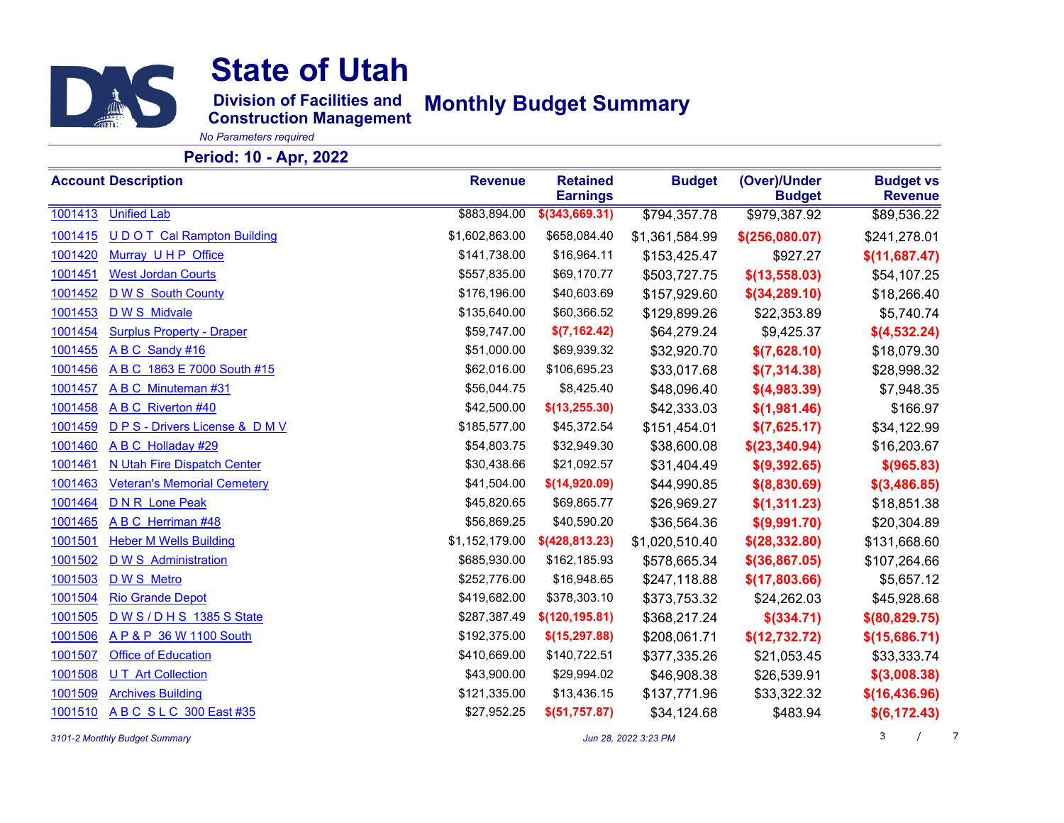# State of Utah

**Division of Facilities and Construction Management**

## Monthly Budget Summary

*No Parameters required*

**Period: 10 - Apr, 2022**

| Account | Description | Revenue | Retained Earnings | Budget | (Over)/Under Budget | Budget vs Revenue |
|---|---|---|---|---|---|---|
| 1001413 | Unified Lab | $883,894.00 | $(343,669.31) | $794,357.78 | $979,387.92 | $89,536.22 |
| 1001415 | U D O T Cal Rampton Building | $1,602,863.00 | $658,084.40 | $1,361,584.99 | $(256,080.07) | $241,278.01 |
| 1001420 | Murray U H P Office | $141,738.00 | $16,964.11 | $153,425.47 | $927.27 | $(11,687.47) |
| 1001451 | West Jordan Courts | $557,835.00 | $69,170.77 | $503,727.75 | $(13,558.03) | $54,107.25 |
| 1001452 | D W S South County | $176,196.00 | $40,603.69 | $157,929.60 | $(34,289.10) | $18,266.40 |
| 1001453 | D W S Midvale | $135,640.00 | $60,366.52 | $129,899.26 | $22,353.89 | $5,740.74 |
| 1001454 | Surplus Property - Draper | $59,747.00 | $(7,162.42) | $64,279.24 | $9,425.37 | $(4,532.24) |
| 1001455 | A B C Sandy #16 | $51,000.00 | $69,939.32 | $32,920.70 | $(7,628.10) | $18,079.30 |
| 1001456 | A B C 1863 E 7000 South #15 | $62,016.00 | $106,695.23 | $33,017.68 | $(7,314.38) | $28,998.32 |
| 1001457 | A B C Minuteman #31 | $56,044.75 | $8,425.40 | $48,096.40 | $(4,983.39) | $7,948.35 |
| 1001458 | A B C Riverton #40 | $42,500.00 | $(13,255.30) | $42,333.03 | $(1,981.46) | $166.97 |
| 1001459 | D P S - Drivers License & D M V | $185,577.00 | $45,372.54 | $151,454.01 | $(7,625.17) | $34,122.99 |
| 1001460 | A B C Holladay #29 | $54,803.75 | $32,949.30 | $38,600.08 | $(23,340.94) | $16,203.67 |
| 1001461 | N Utah Fire Dispatch Center | $30,438.66 | $21,092.57 | $31,404.49 | $(9,392.65) | $(965.83) |
| 1001463 | Veteran's Memorial Cemetery | $41,504.00 | $(14,920.09) | $44,990.85 | $(8,830.69) | $(3,486.85) |
| 1001464 | D N R Lone Peak | $45,820.65 | $69,865.77 | $26,969.27 | $(1,311.23) | $18,851.38 |
| 1001465 | A B C Herriman #48 | $56,869.25 | $40,590.20 | $36,564.36 | $(9,991.70) | $20,304.89 |
| 1001501 | Heber M Wells Building | $1,152,179.00 | $(428,813.23) | $1,020,510.40 | $(28,332.80) | $131,668.60 |
| 1001502 | D W S Administration | $685,930.00 | $162,185.93 | $578,665.34 | $(36,867.05) | $107,264.66 |
| 1001503 | D W S Metro | $252,776.00 | $16,948.65 | $247,118.88 | $(17,803.66) | $5,657.12 |
| 1001504 | Rio Grande Depot | $419,682.00 | $378,303.10 | $373,753.32 | $24,262.03 | $45,928.68 |
| 1001505 | D W S / D H S 1385 S State | $287,387.49 | $(120,195.81) | $368,217.24 | $(334.71) | $(80,829.75) |
| 1001506 | A P & P 36 W 1100 South | $192,375.00 | $(15,297.88) | $208,061.71 | $(12,732.72) | $(15,686.71) |
| 1001507 | Office of Education | $410,669.00 | $140,722.51 | $377,335.26 | $21,053.45 | $33,333.74 |
| 1001508 | U T Art Collection | $43,900.00 | $29,994.02 | $46,908.38 | $26,539.91 | $(3,008.38) |
| 1001509 | Archives Building | $121,335.00 | $13,436.15 | $137,771.96 | $33,322.32 | $(16,436.96) |
| 1001510 | A B C S L C 300 East #35 | $27,952.25 | $(51,757.87) | $34,124.68 | $483.94 | $(6,172.43) |

*3101-2 Monthly Budget Summary* *Jun 28, 2022 3:23 PM*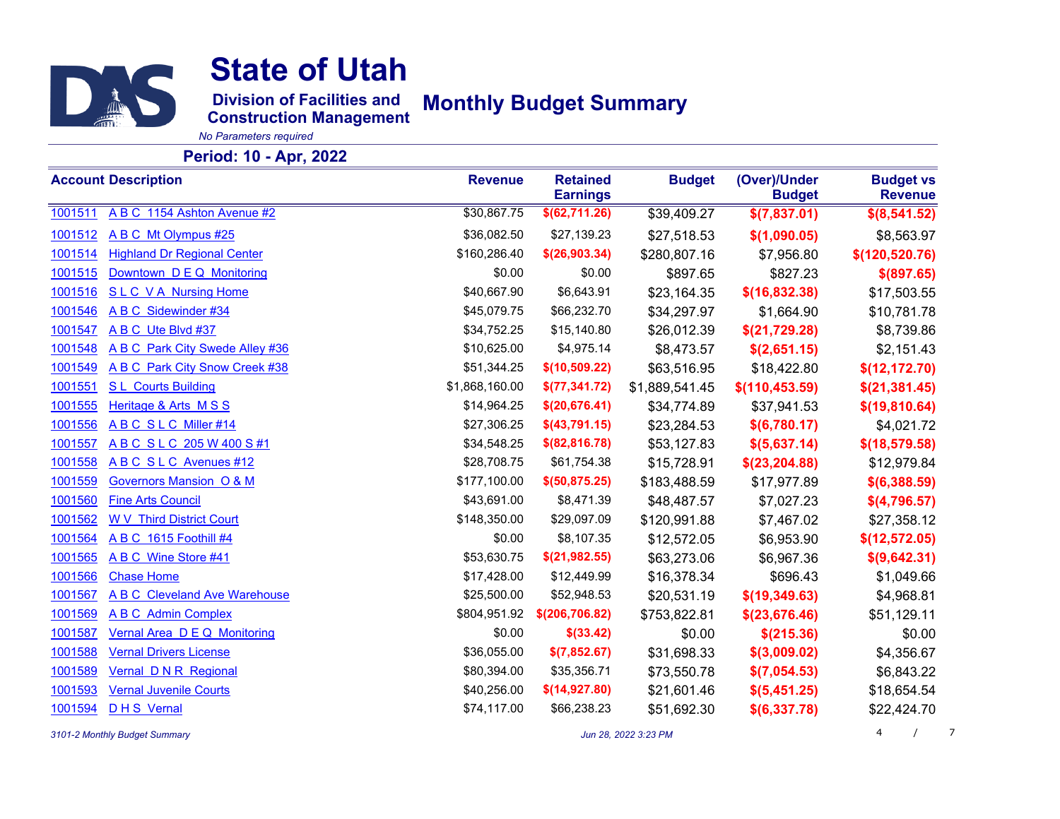# State of Utah

**Division of Facilities and Construction Management**

## Monthly Budget Summary

*No Parameters required*

**Period: 10 - Apr, 2022**

| Account | Description | Revenue | Retained Earnings | Budget | (Over)/Under Budget | Budget vs Revenue |
|---|---|---|---|---|---|---|
| 1001511 | A B C 1154 Ashton Avenue #2 | $30,867.75 | $(62,711.26) | $39,409.27 | $(7,837.01) | $(8,541.52) |
| 1001512 | A B C Mt Olympus #25 | $36,082.50 | $27,139.23 | $27,518.53 | $(1,090.05) | $8,563.97 |
| 1001514 | Highland Dr Regional Center | $160,286.40 | $(26,903.34) | $280,807.16 | $7,956.80 | $(120,520.76) |
| 1001515 | Downtown D E Q Monitoring | $0.00 | $0.00 | $897.65 | $827.23 | $(897.65) |
| 1001516 | S L C V A Nursing Home | $40,667.90 | $6,643.91 | $23,164.35 | $(16,832.38) | $17,503.55 |
| 1001546 | A B C Sidewinder #34 | $45,079.75 | $66,232.70 | $34,297.97 | $1,664.90 | $10,781.78 |
| 1001547 | A B C Ute Blvd #37 | $34,752.25 | $15,140.80 | $26,012.39 | $(21,729.28) | $8,739.86 |
| 1001548 | A B C Park City Swede Alley #36 | $10,625.00 | $4,975.14 | $8,473.57 | $(2,651.15) | $2,151.43 |
| 1001549 | A B C Park City Snow Creek #38 | $51,344.25 | $(10,509.22) | $63,516.95 | $18,422.80 | $(12,172.70) |
| 1001551 | S L Courts Building | $1,868,160.00 | $(77,341.72) | $1,889,541.45 | $(110,453.59) | $(21,381.45) |
| 1001555 | Heritage & Arts M S S | $14,964.25 | $(20,676.41) | $34,774.89 | $37,941.53 | $(19,810.64) |
| 1001556 | A B C S L C Miller #14 | $27,306.25 | $(43,791.15) | $23,284.53 | $(6,780.17) | $4,021.72 |
| 1001557 | A B C S L C 205 W 400 S #1 | $34,548.25 | $(82,816.78) | $53,127.83 | $(5,637.14) | $(18,579.58) |
| 1001558 | A B C S L C Avenues #12 | $28,708.75 | $61,754.38 | $15,728.91 | $(23,204.88) | $12,979.84 |
| 1001559 | Governors Mansion O & M | $177,100.00 | $(50,875.25) | $183,488.59 | $17,977.89 | $(6,388.59) |
| 1001560 | Fine Arts Council | $43,691.00 | $8,471.39 | $48,487.57 | $7,027.23 | $(4,796.57) |
| 1001562 | W V Third District Court | $148,350.00 | $29,097.09 | $120,991.88 | $7,467.02 | $27,358.12 |
| 1001564 | A B C 1615 Foothill #4 | $0.00 | $8,107.35 | $12,572.05 | $6,953.90 | $(12,572.05) |
| 1001565 | A B C Wine Store #41 | $53,630.75 | $(21,982.55) | $63,273.06 | $6,967.36 | $(9,642.31) |
| 1001566 | Chase Home | $17,428.00 | $12,449.99 | $16,378.34 | $696.43 | $1,049.66 |
| 1001567 | A B C Cleveland Ave Warehouse | $25,500.00 | $52,948.53 | $20,531.19 | $(19,349.63) | $4,968.81 |
| 1001569 | A B C Admin Complex | $804,951.92 | $(206,706.82) | $753,822.81 | $(23,676.46) | $51,129.11 |
| 1001587 | Vernal Area D E Q Monitoring | $0.00 | $(33.42) | $0.00 | $(215.36) | $0.00 |
| 1001588 | Vernal Drivers License | $36,055.00 | $(7,852.67) | $31,698.33 | $(3,009.02) | $4,356.67 |
| 1001589 | Vernal D N R Regional | $80,394.00 | $35,356.71 | $73,550.78 | $(7,054.53) | $6,843.22 |
| 1001593 | Vernal Juvenile Courts | $40,256.00 | $(14,927.80) | $21,601.46 | $(5,451.25) | $18,654.54 |
| 1001594 | D H S Vernal | $74,117.00 | $66,238.23 | $51,692.30 | $(6,337.78) | $22,424.70 |

*3101-2 Monthly Budget Summary* *Jun 28, 2022 3:23 PM*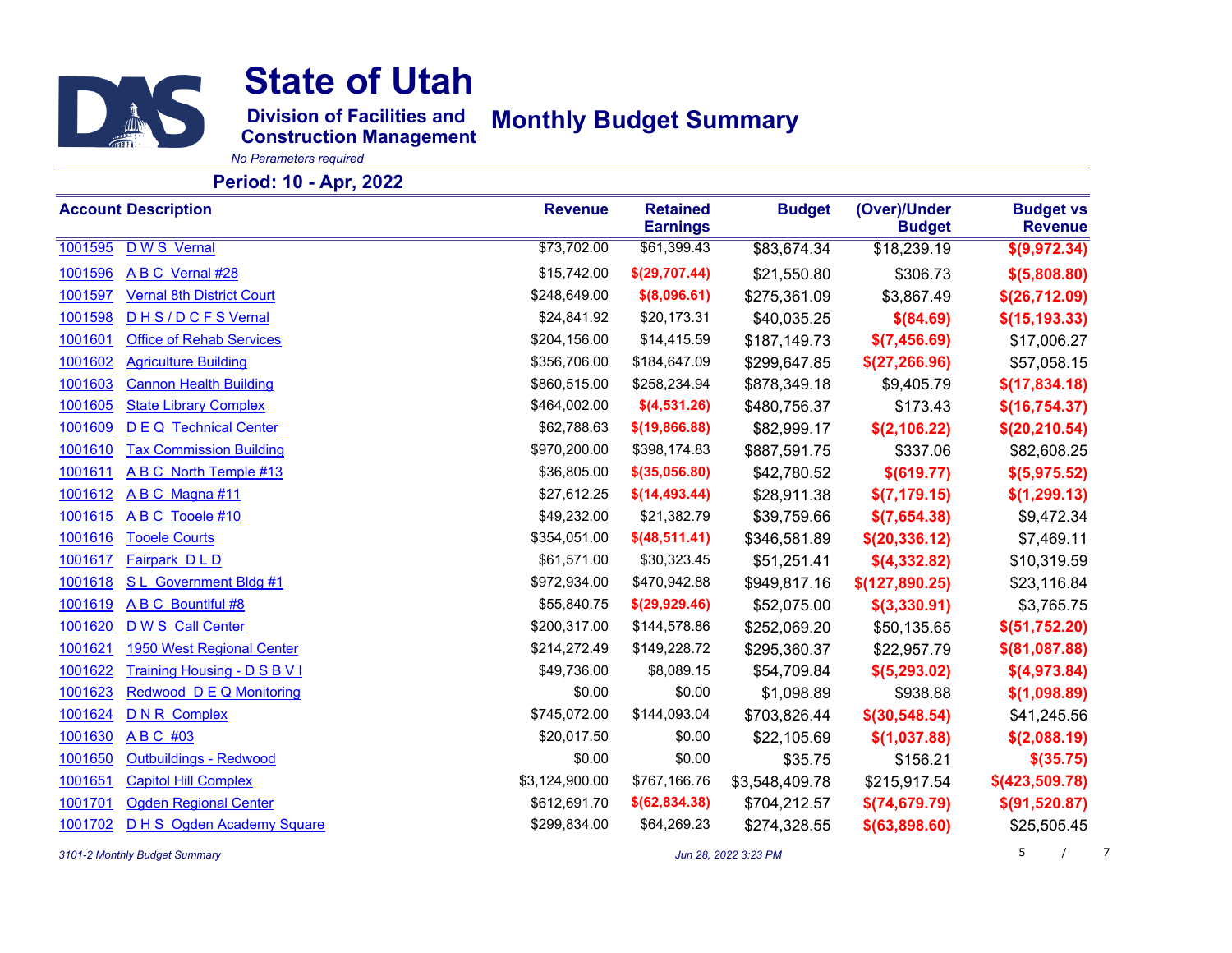# State of Utah

**Division of Facilities and Construction Management**

## Monthly Budget Summary

*No Parameters required*

**Period: 10 - Apr, 2022**

| Account | Description | Revenue | Retained Earnings | Budget | (Over)/Under Budget | Budget vs Revenue |
|---|---|---|---|---|---|---|
| 1001595 | D W S Vernal | $73,702.00 | $61,399.43 | $83,674.34 | $18,239.19 | $(9,972.34) |
| 1001596 | A B C Vernal #28 | $15,742.00 | $(29,707.44) | $21,550.80 | $306.73 | $(5,808.80) |
| 1001597 | Vernal 8th District Court | $248,649.00 | $(8,096.61) | $275,361.09 | $3,867.49 | $(26,712.09) |
| 1001598 | D H S / D C F S Vernal | $24,841.92 | $20,173.31 | $40,035.25 | $(84.69) | $(15,193.33) |
| 1001601 | Office of Rehab Services | $204,156.00 | $14,415.59 | $187,149.73 | $(7,456.69) | $17,006.27 |
| 1001602 | Agriculture Building | $356,706.00 | $184,647.09 | $299,647.85 | $(27,266.96) | $57,058.15 |
| 1001603 | Cannon Health Building | $860,515.00 | $258,234.94 | $878,349.18 | $9,405.79 | $(17,834.18) |
| 1001605 | State Library Complex | $464,002.00 | $(4,531.26) | $480,756.37 | $173.43 | $(16,754.37) |
| 1001609 | D E Q Technical Center | $62,788.63 | $(19,866.88) | $82,999.17 | $(2,106.22) | $(20,210.54) |
| 1001610 | Tax Commission Building | $970,200.00 | $398,174.83 | $887,591.75 | $337.06 | $82,608.25 |
| 1001611 | A B C North Temple #13 | $36,805.00 | $(35,056.80) | $42,780.52 | $(619.77) | $(5,975.52) |
| 1001612 | A B C Magna #11 | $27,612.25 | $(14,493.44) | $28,911.38 | $(7,179.15) | $(1,299.13) |
| 1001615 | A B C Tooele #10 | $49,232.00 | $21,382.79 | $39,759.66 | $(7,654.38) | $9,472.34 |
| 1001616 | Tooele Courts | $354,051.00 | $(48,511.41) | $346,581.89 | $(20,336.12) | $7,469.11 |
| 1001617 | Fairpark D L D | $61,571.00 | $30,323.45 | $51,251.41 | $(4,332.82) | $10,319.59 |
| 1001618 | S L Government Bldg #1 | $972,934.00 | $470,942.88 | $949,817.16 | $(127,890.25) | $23,116.84 |
| 1001619 | A B C Bountiful #8 | $55,840.75 | $(29,929.46) | $52,075.00 | $(3,330.91) | $3,765.75 |
| 1001620 | D W S Call Center | $200,317.00 | $144,578.86 | $252,069.20 | $50,135.65 | $(51,752.20) |
| 1001621 | 1950 West Regional Center | $214,272.49 | $149,228.72 | $295,360.37 | $22,957.79 | $(81,087.88) |
| 1001622 | Training Housing - D S B V I | $49,736.00 | $8,089.15 | $54,709.84 | $(5,293.02) | $(4,973.84) |
| 1001623 | Redwood D E Q Monitoring | $0.00 | $0.00 | $1,098.89 | $938.88 | $(1,098.89) |
| 1001624 | D N R Complex | $745,072.00 | $144,093.04 | $703,826.44 | $(30,548.54) | $41,245.56 |
| 1001630 | A B C #03 | $20,017.50 | $0.00 | $22,105.69 | $(1,037.88) | $(2,088.19) |
| 1001650 | Outbuildings - Redwood | $0.00 | $0.00 | $35.75 | $156.21 | $(35.75) |
| 1001651 | Capitol Hill Complex | $3,124,900.00 | $767,166.76 | $3,548,409.78 | $215,917.54 | $(423,509.78) |
| 1001701 | Ogden Regional Center | $612,691.70 | $(62,834.38) | $704,212.57 | $(74,679.79) | $(91,520.87) |
| 1001702 | D H S Ogden Academy Square | $299,834.00 | $64,269.23 | $274,328.55 | $(63,898.60) | $25,505.45 |

*3101-2 Monthly Budget Summary* *Jun 28, 2022 3:23 PM*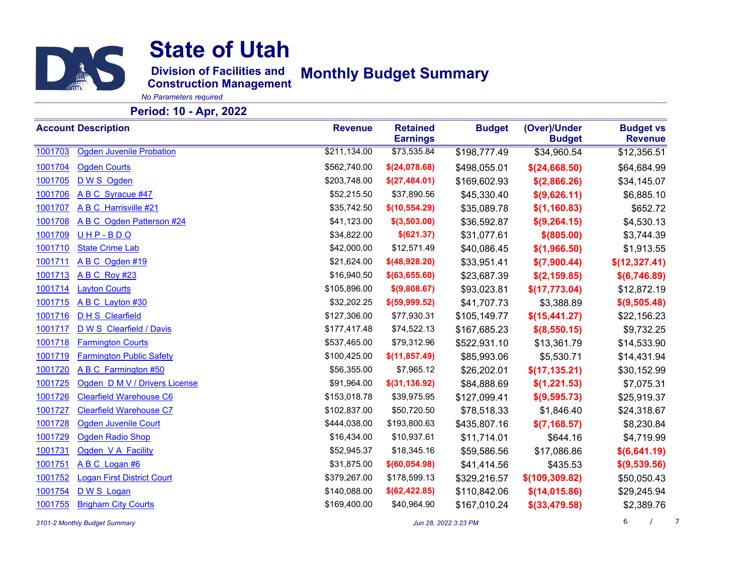# State of Utah

**Division of Facilities and Construction Management**

## Monthly Budget Summary

*No Parameters required*

**Period: 10 - Apr, 2022**

| Account | Description | Revenue | Retained Earnings | Budget | (Over)/Under Budget | Budget vs Revenue |
|---|---|---|---|---|---|---|
| 1001703 | Ogden Juvenile Probation | $211,134.00 | $73,535.84 | $198,777.49 | $34,960.54 | $12,356.51 |
| 1001704 | Ogden Courts | $562,740.00 | $(24,078.68) | $498,055.01 | $(24,668.50) | $64,684.99 |
| 1001705 | D W S Ogden | $203,748.00 | $(27,484.01) | $169,602.93 | $(2,866.26) | $34,145.07 |
| 1001706 | A B C Syracue #47 | $52,215.50 | $37,890.56 | $45,330.40 | $(9,626.11) | $6,885.10 |
| 1001707 | A B C Harrisville #21 | $35,742.50 | $(10,554.29) | $35,089.78 | $(1,160.83) | $652.72 |
| 1001708 | A B C Ogden Patterson #24 | $41,123.00 | $(3,503.00) | $36,592.87 | $(9,264.15) | $4,530.13 |
| 1001709 | U H P - B D O | $34,822.00 | $(621.37) | $31,077.61 | $(805.00) | $3,744.39 |
| 1001710 | State Crime Lab | $42,000.00 | $12,571.49 | $40,086.45 | $(1,966.50) | $1,913.55 |
| 1001711 | A B C Ogden #19 | $21,624.00 | $(48,928.20) | $33,951.41 | $(7,900.44) | $(12,327.41) |
| 1001713 | A B C Roy #23 | $16,940.50 | $(63,655.60) | $23,687.39 | $(2,159.85) | $(6,746.89) |
| 1001714 | Layton Courts | $105,896.00 | $(9,808.67) | $93,023.81 | $(17,773.04) | $12,872.19 |
| 1001715 | A B C Layton #30 | $32,202.25 | $(59,999.52) | $41,707.73 | $3,388.89 | $(9,505.48) |
| 1001716 | D H S Clearfield | $127,306.00 | $77,930.31 | $105,149.77 | $(15,441.27) | $22,156.23 |
| 1001717 | D W S Clearfield / Davis | $177,417.48 | $74,522.13 | $167,685.23 | $(8,550.15) | $9,732.25 |
| 1001718 | Farmington Courts | $537,465.00 | $79,312.96 | $522,931.10 | $13,361.79 | $14,533.90 |
| 1001719 | Farmington Public Safety | $100,425.00 | $(11,857.49) | $85,993.06 | $5,530.71 | $14,431.94 |
| 1001720 | A B C Farmington #50 | $56,355.00 | $7,965.12 | $26,202.01 | $(17,135.21) | $30,152.99 |
| 1001725 | Ogden D M V / Drivers License | $91,964.00 | $(31,136.92) | $84,888.69 | $(1,221.53) | $7,075.31 |
| 1001726 | Clearfield Warehouse C6 | $153,018.78 | $39,975.95 | $127,099.41 | $(9,595.73) | $25,919.37 |
| 1001727 | Clearfield Warehouse C7 | $102,837.00 | $50,720.50 | $78,518.33 | $1,846.40 | $24,318.67 |
| 1001728 | Ogden Juvenile Court | $444,038.00 | $193,800.63 | $435,807.16 | $(7,168.57) | $8,230.84 |
| 1001729 | Ogden Radio Shop | $16,434.00 | $10,937.61 | $11,714.01 | $644.16 | $4,719.99 |
| 1001731 | Ogden V A Facility | $52,945.37 | $18,345.16 | $59,586.56 | $17,086.86 | $(6,641.19) |
| 1001751 | A B C Logan #6 | $31,875.00 | $(60,054.98) | $41,414.56 | $435.53 | $(9,539.56) |
| 1001752 | Logan First District Court | $379,267.00 | $178,599.13 | $329,216.57 | $(109,309.82) | $50,050.43 |
| 1001754 | D W S Logan | $140,088.00 | $(62,422.85) | $110,842.06 | $(14,015.86) | $29,245.94 |
| 1001755 | Brigham City Courts | $169,400.00 | $40,964.90 | $167,010.24 | $(33,479.58) | $2,389.76 |

*3101-2 Monthly Budget Summary* *Jun 28, 2022 3:23 PM*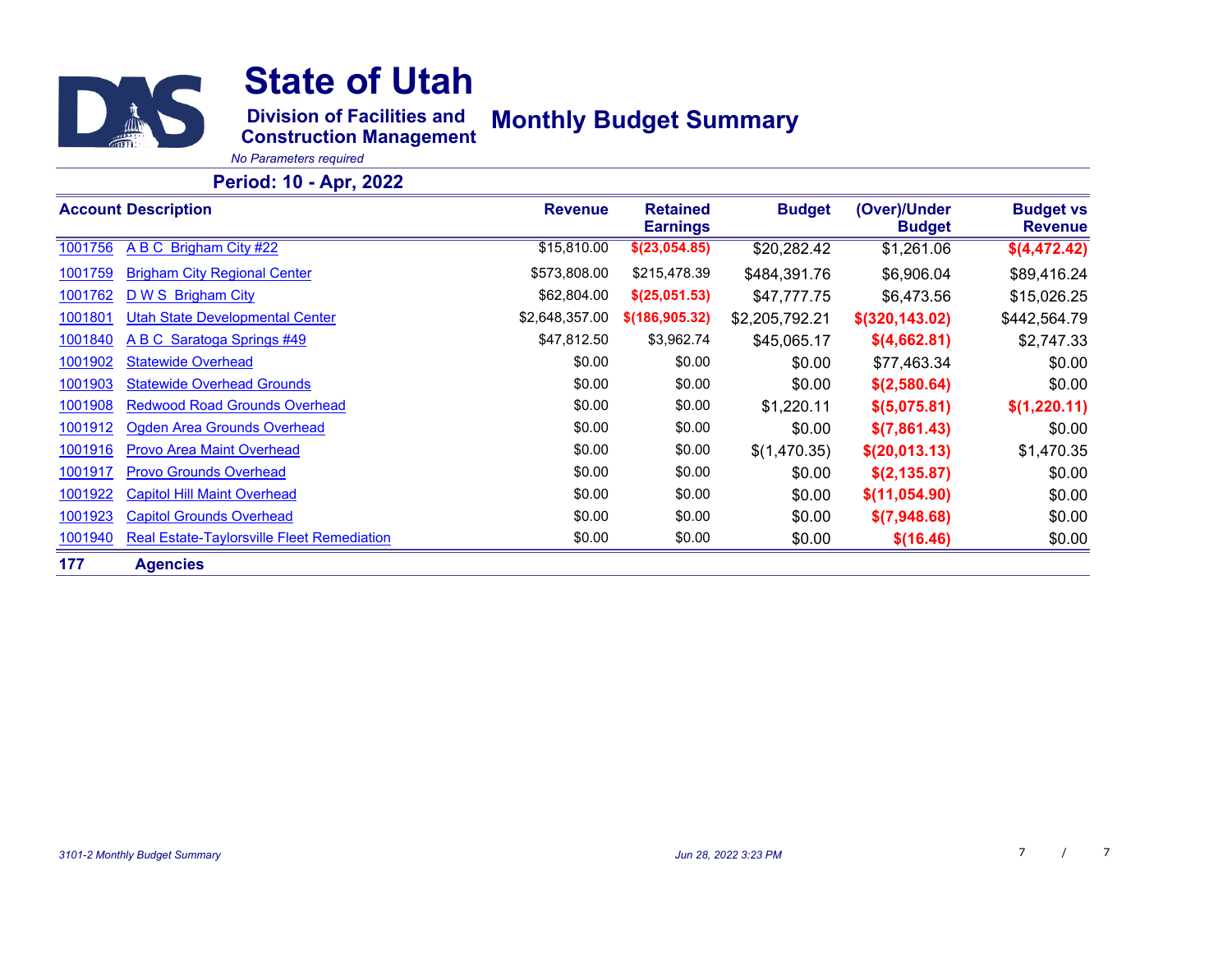# State of Utah

**Division of Facilities and Construction Management**

## Monthly Budget Summary

*No Parameters required*

**Period: 10 - Apr, 2022**

| Account | Description | Revenue | Retained Earnings | Budget | (Over)/Under Budget | Budget vs Revenue |
|---|---|---|---|---|---|---|
| 1001756 | A B C Brigham City #22 | $15,810.00 | **$(23,054.85)** | $20,282.42 | $1,261.06 | **$(4,472.42)** |
| 1001759 | Brigham City Regional Center | $573,808.00 | $215,478.39 | $484,391.76 | $6,906.04 | $89,416.24 |
| 1001762 | D W S Brigham City | $62,804.00 | **$(25,051.53)** | $47,777.75 | $6,473.56 | $15,026.25 |
| 1001801 | Utah State Developmental Center | $2,648,357.00 | **$(186,905.32)** | $2,205,792.21 | **$(320,143.02)** | $442,564.79 |
| 1001840 | A B C Saratoga Springs #49 | $47,812.50 | $3,962.74 | $45,065.17 | **$(4,662.81)** | $2,747.33 |
| 1001902 | Statewide Overhead | $0.00 | $0.00 | $0.00 | $77,463.34 | $0.00 |
| 1001903 | Statewide Overhead Grounds | $0.00 | $0.00 | $0.00 | **$(2,580.64)** | $0.00 |
| 1001908 | Redwood Road Grounds Overhead | $0.00 | $0.00 | $1,220.11 | **$(5,075.81)** | **$(1,220.11)** |
| 1001912 | Ogden Area Grounds Overhead | $0.00 | $0.00 | $0.00 | **$(7,861.43)** | $0.00 |
| 1001916 | Provo Area Maint Overhead | $0.00 | $0.00 | $(1,470.35) | **$(20,013.13)** | $1,470.35 |
| 1001917 | Provo Grounds Overhead | $0.00 | $0.00 | $0.00 | **$(2,135.87)** | $0.00 |
| 1001922 | Capitol Hill Maint Overhead | $0.00 | $0.00 | $0.00 | **$(11,054.90)** | $0.00 |
| 1001923 | Capitol Grounds Overhead | $0.00 | $0.00 | $0.00 | **$(7,948.68)** | $0.00 |
| 1001940 | Real Estate-Taylorsville Fleet Remediation | $0.00 | $0.00 | $0.00 | **$(16.46)** | $0.00 |

**177 Agencies**

*3101-2 Monthly Budget Summary* *Jun 28, 2022 3:23 PM*